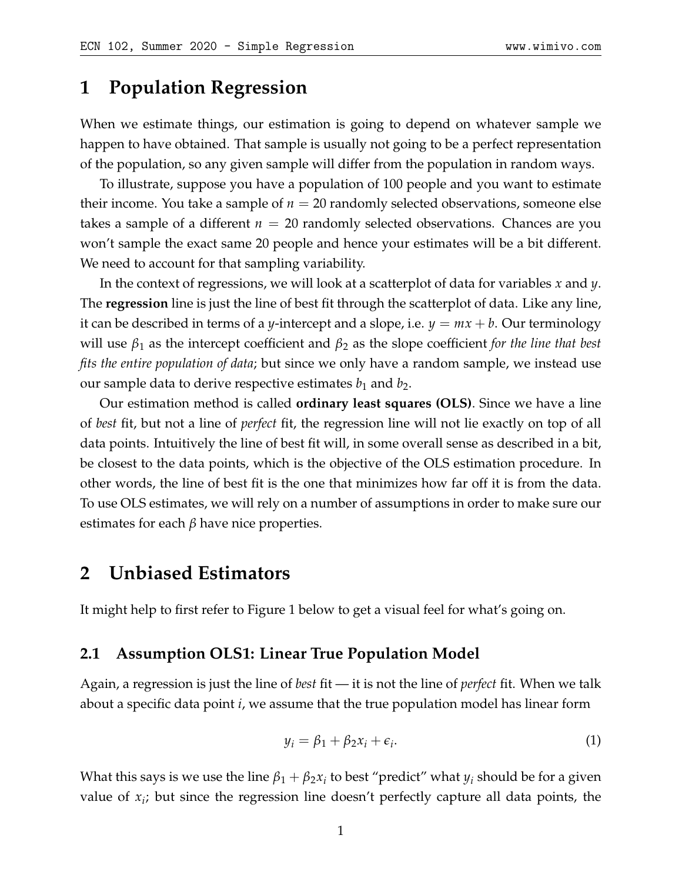# 1 Population Regression

When we estimate things, our estimation is going to depend on whatever sample we happen to have obtained. That sample is usually not going to be a perfect representation of the population, so any given sample will differ from the population in random ways.

To illustrate, suppose you have a population of 100 people and you want to estimate their income. You take a sample of $n = 20$ randomly selected observations, someone else takes a sample of a different $n = 20$ randomly selected observations. Chances are you won't sample the exact same 20 people and hence your estimates will be a bit different. We need to account for that sampling variability.

In the context of regressions, we will look at a scatterplot of data for variables $x$ and $y$. The **regression** line is just the line of best fit through the scatterplot of data. Like any line, it can be described in terms of a $y$-intercept and a slope, i.e. $y = mx + b$. Our terminology will use $\beta_1$ as the intercept coefficient and $\beta_2$ as the slope coefficient *for the line that best fits the entire population of data*; but since we only have a random sample, we instead use our sample data to derive respective estimates $b_1$ and $b_2$.

Our estimation method is called **ordinary least squares (OLS)**. Since we have a line of *best* fit, but not a line of *perfect* fit, the regression line will not lie exactly on top of all data points. Intuitively the line of best fit will, in some overall sense as described in a bit, be closest to the data points, which is the objective of the OLS estimation procedure. In other words, the line of best fit is the one that minimizes how far off it is from the data. To use OLS estimates, we will rely on a number of assumptions in order to make sure our estimates for each $\beta$ have nice properties.

# 2 Unbiased Estimators

It might help to first refer to Figure 1 below to get a visual feel for what's going on.

## 2.1 Assumption OLS1: Linear True Population Model

Again, a regression is just the line of *best* fit — it is not the line of *perfect* fit. When we talk about a specific data point $i$, we assume that the true population model has linear form

$$y_i = \beta_1 + \beta_2 x_i + \epsilon_i. \tag{1}$$

What this says is we use the line $\beta_1 + \beta_2 x_i$ to best "predict" what $y_i$ should be for a given value of $x_i$; but since the regression line doesn't perfectly capture all data points, the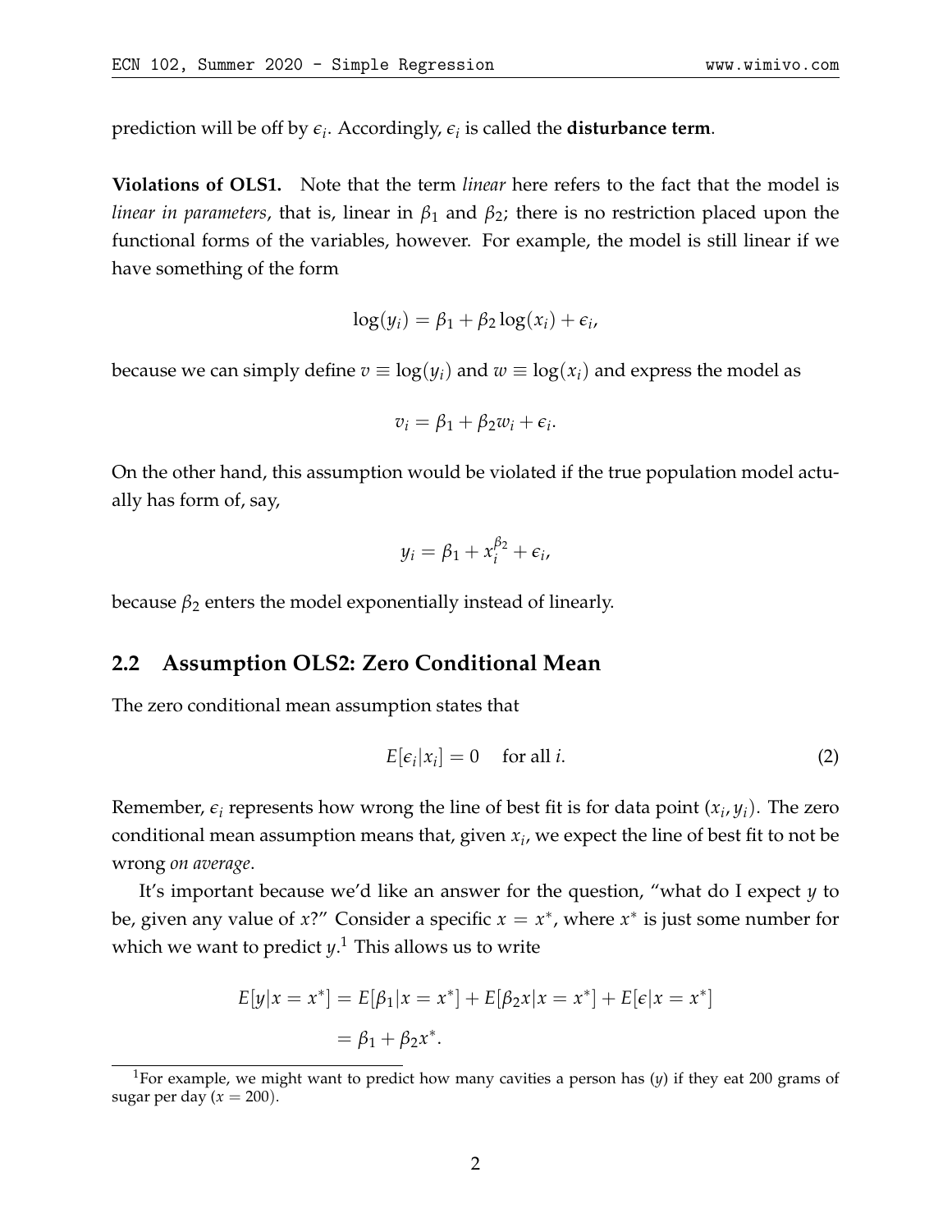prediction will be off by $\epsilon_i$. Accordingly, $\epsilon_i$ is called the **disturbance term**.

**Violations of OLS1.** Note that the term *linear* here refers to the fact that the model is *linear in parameters*, that is, linear in $\beta_1$ and $\beta_2$; there is no restriction placed upon the functional forms of the variables, however. For example, the model is still linear if we have something of the form

$$\log(y_i) = \beta_1 + \beta_2 \log(x_i) + \epsilon_i,$$

because we can simply define $v \equiv \log(y_i)$ and $w \equiv \log(x_i)$ and express the model as

$$v_i = \beta_1 + \beta_2 w_i + \epsilon_i.$$

On the other hand, this assumption would be violated if the true population model actually has form of, say,

$$y_i = \beta_1 + x_i^{\beta_2} + \epsilon_i,$$

because $\beta_2$ enters the model exponentially instead of linearly.

## 2.2 Assumption OLS2: Zero Conditional Mean

The zero conditional mean assumption states that

$$E[\epsilon_i | x_i] = 0 \quad \text{for all } i. \tag{2}$$

Remember, $\epsilon_i$ represents how wrong the line of best fit is for data point $(x_i, y_i)$. The zero conditional mean assumption means that, given $x_i$, we expect the line of best fit to not be wrong *on average*.

It's important because we'd like an answer for the question, "what do I expect $y$ to be, given any value of $x$?" Consider a specific $x = x^*$, where $x^*$ is just some number for which we want to predict $y$.[1] This allows us to write

$$\begin{aligned} E[y|x = x^*] &= E[\beta_1 | x = x^*] + E[\beta_2 x | x = x^*] + E[\epsilon | x = x^*] \\ &= \beta_1 + \beta_2 x^*. \end{aligned}$$

[1] For example, we might want to predict how many cavities a person has ($y$) if they eat 200 grams of sugar per day ($x = 200$).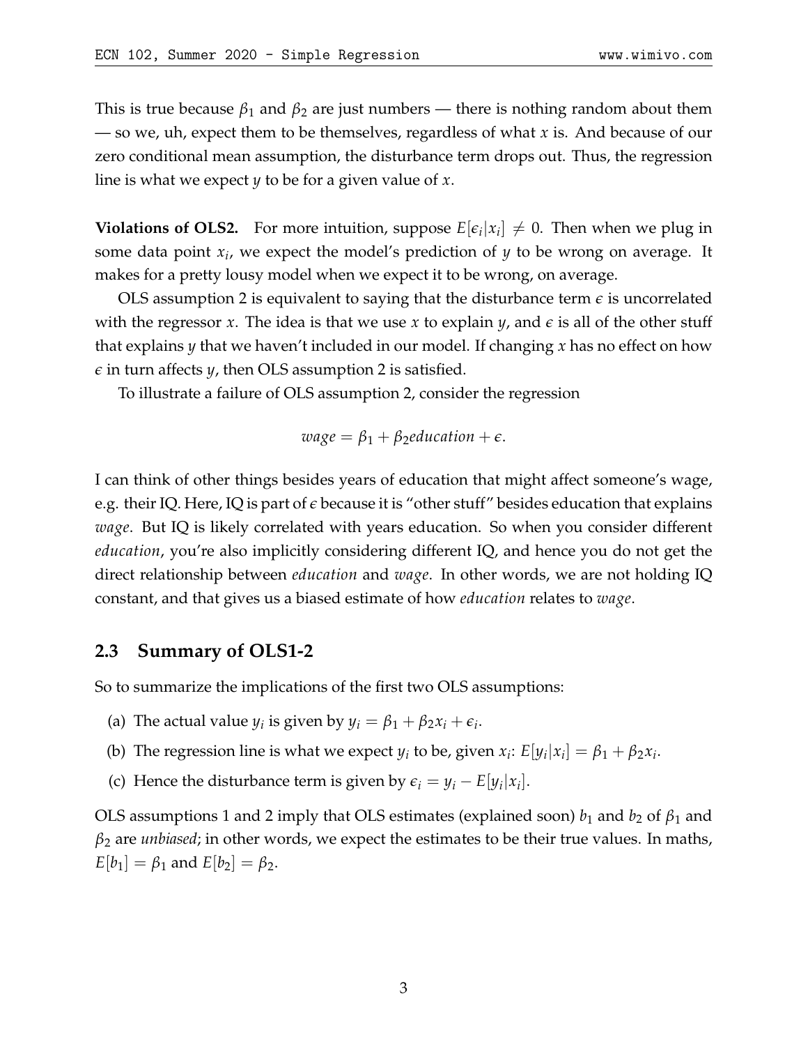This is true because $\beta_1$ and $\beta_2$ are just numbers — there is nothing random about them — so we, uh, expect them to be themselves, regardless of what $x$ is. And because of our zero conditional mean assumption, the disturbance term drops out. Thus, the regression line is what we expect $y$ to be for a given value of $x$.

**Violations of OLS2.** For more intuition, suppose $E[\epsilon_i|x_i] \neq 0$. Then when we plug in some data point $x_i$, we expect the model's prediction of $y$ to be wrong on average. It makes for a pretty lousy model when we expect it to be wrong, on average.

OLS assumption 2 is equivalent to saying that the disturbance term $\epsilon$ is uncorrelated with the regressor $x$. The idea is that we use $x$ to explain $y$, and $\epsilon$ is all of the other stuff that explains $y$ that we haven't included in our model. If changing $x$ has no effect on how $\epsilon$ in turn affects $y$, then OLS assumption 2 is satisfied.

To illustrate a failure of OLS assumption 2, consider the regression

$$wage = \beta_1 + \beta_2 education + \epsilon.$$

I can think of other things besides years of education that might affect someone's wage, e.g. their IQ. Here, IQ is part of $\epsilon$ because it is "other stuff" besides education that explains *wage*. But IQ is likely correlated with years education. So when you consider different *education*, you're also implicitly considering different IQ, and hence you do not get the direct relationship between *education* and *wage*. In other words, we are not holding IQ constant, and that gives us a biased estimate of how *education* relates to *wage*.

## 2.3 Summary of OLS1-2

So to summarize the implications of the first two OLS assumptions:

(a) The actual value $y_i$ is given by $y_i = \beta_1 + \beta_2 x_i + \epsilon_i$.

(b) The regression line is what we expect $y_i$ to be, given $x_i$: $E[y_i|x_i] = \beta_1 + \beta_2 x_i$.

(c) Hence the disturbance term is given by $\epsilon_i = y_i - E[y_i|x_i]$.

OLS assumptions 1 and 2 imply that OLS estimates (explained soon) $b_1$ and $b_2$ of $\beta_1$ and $\beta_2$ are *unbiased*; in other words, we expect the estimates to be their true values. In maths, $E[b_1] = \beta_1$ and $E[b_2] = \beta_2$.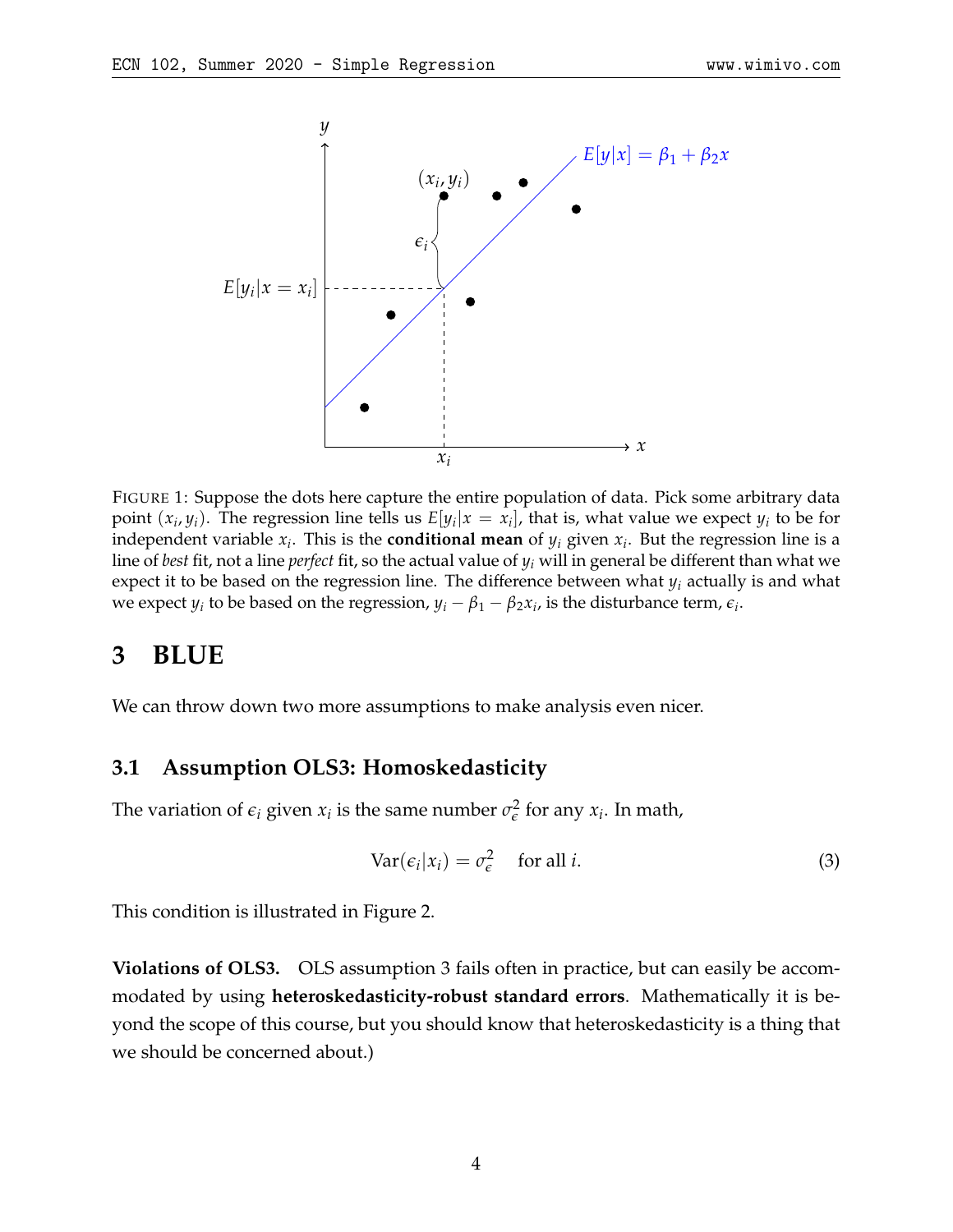FIGURE 1: Suppose the dots here capture the entire population of data. Pick some arbitrary data point $(x_i, y_i)$. The regression line tells us $E[y_i|x = x_i]$, that is, what value we expect $y_i$ to be for independent variable $x_i$. This is the **conditional mean** of $y_i$ given $x_i$. But the regression line is a line of *best* fit, not a line *perfect* fit, so the actual value of $y_i$ will in general be different than what we expect it to be based on the regression line. The difference between what $y_i$ actually is and what we expect $y_i$ to be based on the regression, $y_i - \beta_1 - \beta_2 x_i$, is the disturbance term, $\epsilon_i$.

# 3 BLUE

We can throw down two more assumptions to make analysis even nicer.

## 3.1 Assumption OLS3: Homoskedasticity

The variation of $\epsilon_i$ given $x_i$ is the same number $\sigma_\epsilon^2$ for any $x_i$. In math,

$$\text{Var}(\epsilon_i|x_i) = \sigma_\epsilon^2 \quad \text{for all } i. \tag{3}$$

This condition is illustrated in Figure 2.

**Violations of OLS3.** OLS assumption 3 fails often in practice, but can easily be accommodated by using **heteroskedasticity-robust standard errors**. Mathematically it is beyond the scope of this course, but you should know that heteroskedasticity is a thing that we should be concerned about.)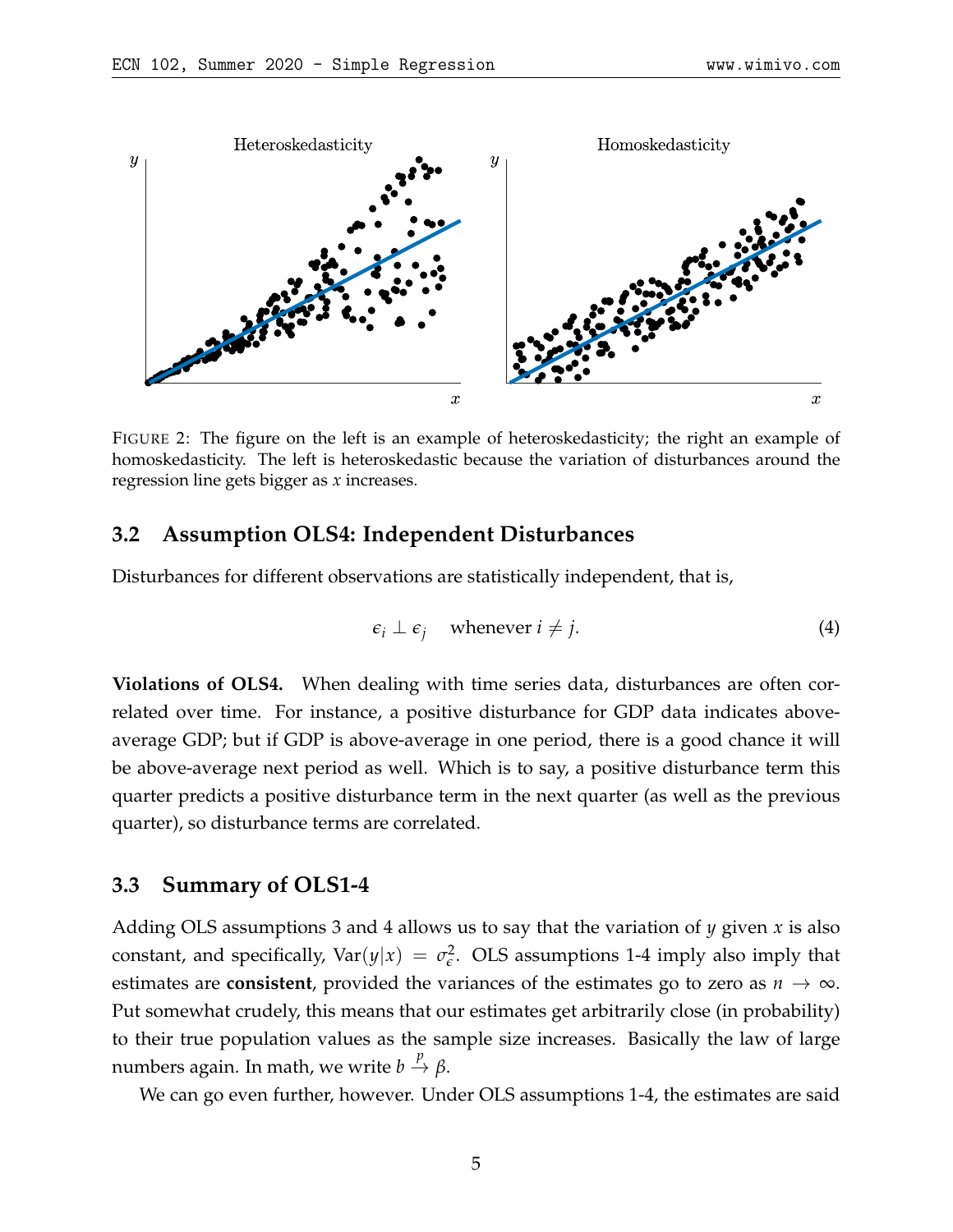FIGURE 2: The figure on the left is an example of heteroskedasticity; the right an example of homoskedasticity. The left is heteroskedastic because the variation of disturbances around the regression line gets bigger as $x$ increases.

### 3.2 Assumption OLS4: Independent Disturbances

Disturbances for different observations are statistically independent, that is,

$$\epsilon_i \perp \epsilon_j \quad \text{whenever } i \neq j. \tag{4}$$

**Violations of OLS4.** When dealing with time series data, disturbances are often correlated over time. For instance, a positive disturbance for GDP data indicates above-average GDP; but if GDP is above-average in one period, there is a good chance it will be above-average next period as well. Which is to say, a positive disturbance term this quarter predicts a positive disturbance term in the next quarter (as well as the previous quarter), so disturbance terms are correlated.

### 3.3 Summary of OLS1-4

Adding OLS assumptions 3 and 4 allows us to say that the variation of $y$ given $x$ is also constant, and specifically, $\text{Var}(y|x) = \sigma_\epsilon^2$. OLS assumptions 1-4 imply also imply that estimates are **consistent**, provided the variances of the estimates go to zero as $n \to \infty$. Put somewhat crudely, this means that our estimates get arbitrarily close (in probability) to their true population values as the sample size increases. Basically the law of large numbers again. In math, we write $b \xrightarrow{p} \beta$.

We can go even further, however. Under OLS assumptions 1-4, the estimates are said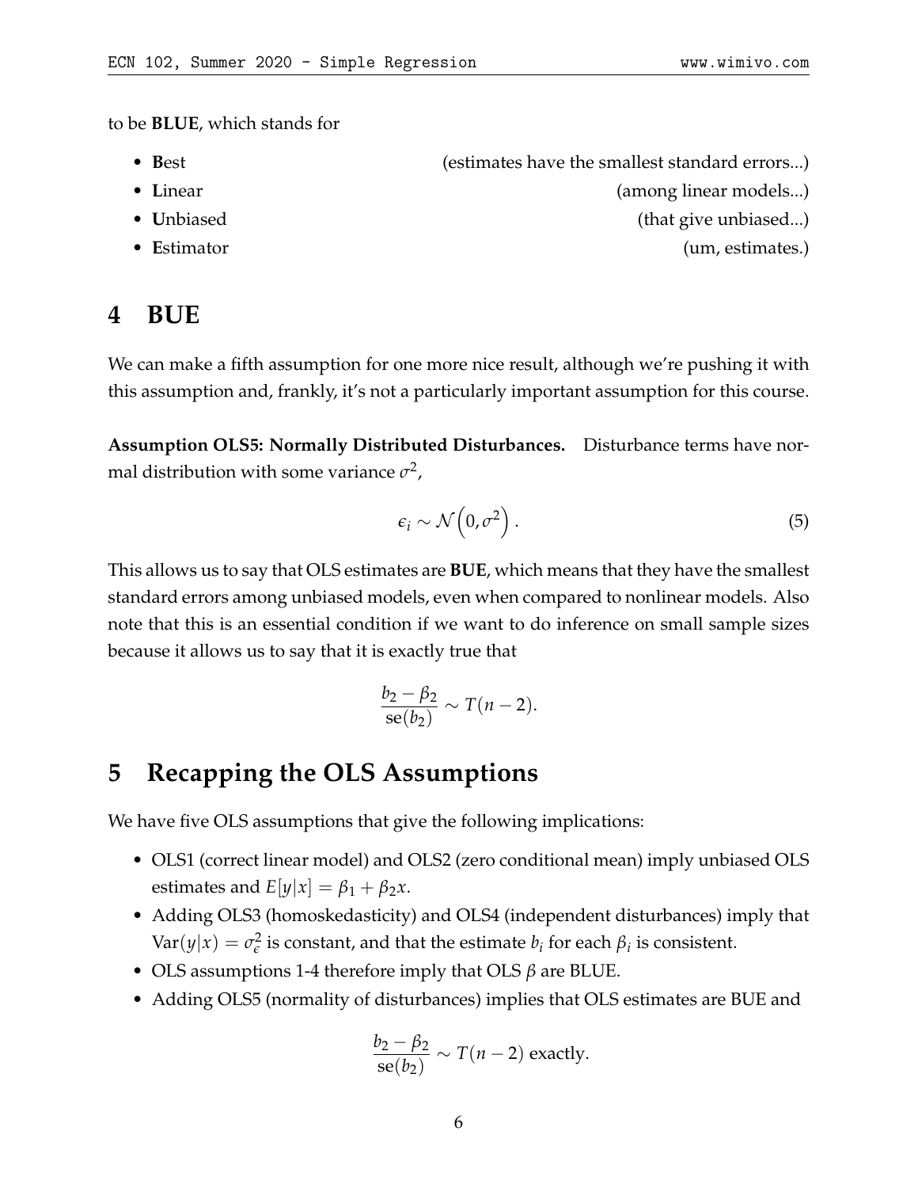to be **BLUE**, which stands for

- **B**est (estimates have the smallest standard errors...)
- **L**inear (among linear models...)
- **U**nbiased (that give unbiased...)
- **E**stimator (um, estimates.)

# 4 BUE

We can make a fifth assumption for one more nice result, although we're pushing it with this assumption and, frankly, it's not a particularly important assumption for this course.

**Assumption OLS5: Normally Distributed Disturbances.** Disturbance terms have normal distribution with some variance $\sigma^2$,

$$\epsilon_i \sim \mathcal{N}\left(0, \sigma^2\right). \tag{5}$$

This allows us to say that OLS estimates are **BUE**, which means that they have the smallest standard errors among unbiased models, even when compared to nonlinear models. Also note that this is an essential condition if we want to do inference on small sample sizes because it allows us to say that it is exactly true that

$$\frac{b_2 - \beta_2}{\text{se}(b_2)} \sim T(n-2).$$

# 5 Recapping the OLS Assumptions

We have five OLS assumptions that give the following implications:

- OLS1 (correct linear model) and OLS2 (zero conditional mean) imply unbiased OLS estimates and $E[y|x] = \beta_1 + \beta_2 x$.
- Adding OLS3 (homoskedasticity) and OLS4 (independent disturbances) imply that $\text{Var}(y|x) = \sigma_\epsilon^2$ is constant, and that the estimate $b_i$ for each $\beta_i$ is consistent.
- OLS assumptions 1-4 therefore imply that OLS $\beta$ are BLUE.
- Adding OLS5 (normality of disturbances) implies that OLS estimates are BUE and

$$\frac{b_2 - \beta_2}{\text{se}(b_2)} \sim T(n-2) \text{ exactly.}$$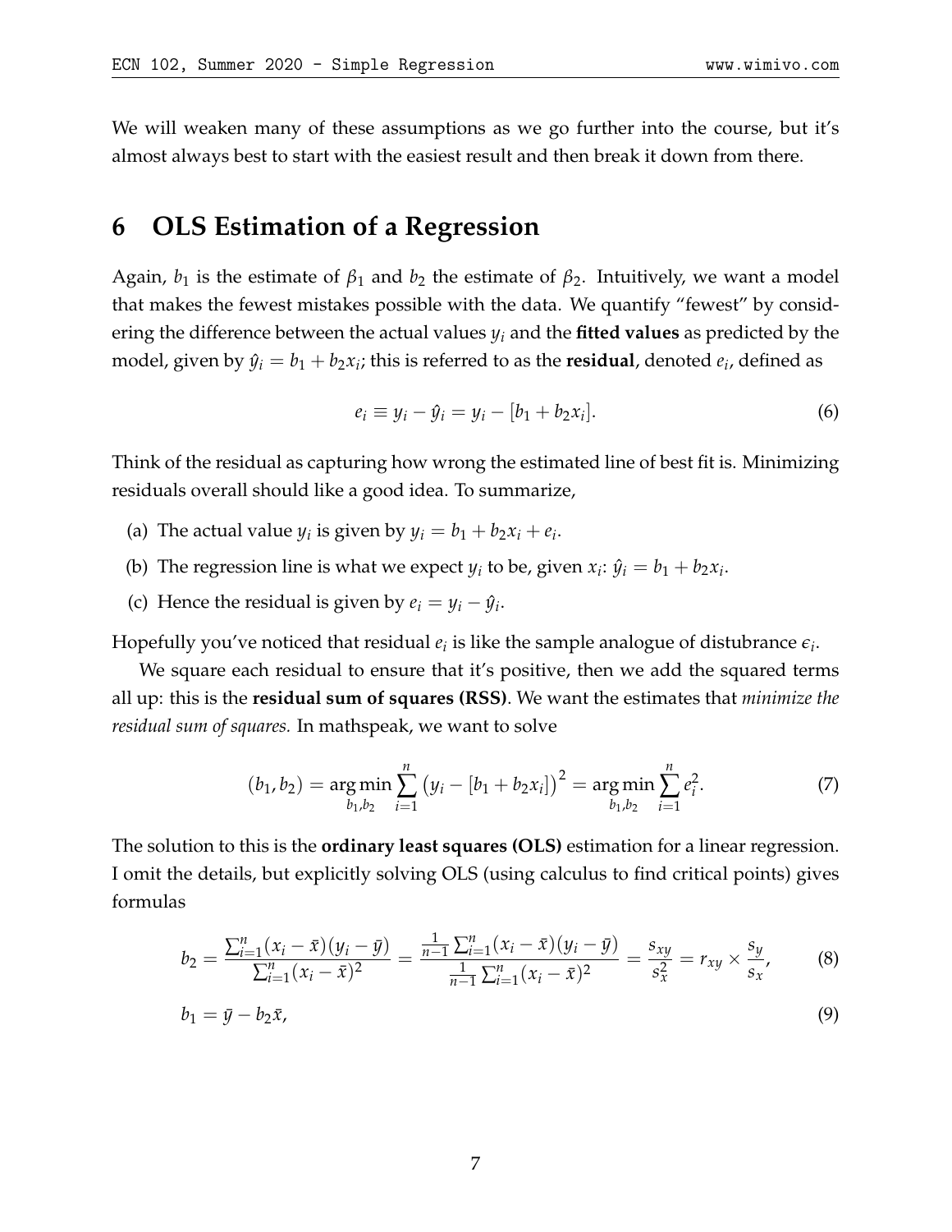We will weaken many of these assumptions as we go further into the course, but it's almost always best to start with the easiest result and then break it down from there.

## 6 OLS Estimation of a Regression

Again, $b_1$ is the estimate of $\beta_1$ and $b_2$ the estimate of $\beta_2$. Intuitively, we want a model that makes the fewest mistakes possible with the data. We quantify "fewest" by considering the difference between the actual values $y_i$ and the **fitted values** as predicted by the model, given by $\hat{y}_i = b_1 + b_2 x_i$; this is referred to as the **residual**, denoted $e_i$, defined as

$$e_i \equiv y_i - \hat{y}_i = y_i - [b_1 + b_2 x_i]. \tag{6}$$

Think of the residual as capturing how wrong the estimated line of best fit is. Minimizing residuals overall should like a good idea. To summarize,

(a) The actual value $y_i$ is given by $y_i = b_1 + b_2 x_i + e_i$.

(b) The regression line is what we expect $y_i$ to be, given $x_i$: $\hat{y}_i = b_1 + b_2 x_i$.

(c) Hence the residual is given by $e_i = y_i - \hat{y}_i$.

Hopefully you've noticed that residual $e_i$ is like the sample analogue of distubrance $\epsilon_i$.

We square each residual to ensure that it's positive, then we add the squared terms all up: this is the **residual sum of squares (RSS)**. We want the estimates that *minimize the residual sum of squares.* In mathspeak, we want to solve

$$(b_1, b_2) = \underset{b_1, b_2}{\arg\min} \sum_{i=1}^{n} \left(y_i - [b_1 + b_2 x_i]\right)^2 = \underset{b_1, b_2}{\arg\min} \sum_{i=1}^{n} e_i^2. \tag{7}$$

The solution to this is the **ordinary least squares (OLS)** estimation for a linear regression. I omit the details, but explicitly solving OLS (using calculus to find critical points) gives formulas

$$b_2 = \frac{\sum_{i=1}^{n}(x_i - \bar{x})(y_i - \bar{y})}{\sum_{i=1}^{n}(x_i - \bar{x})^2} = \frac{\frac{1}{n-1}\sum_{i=1}^{n}(x_i - \bar{x})(y_i - \bar{y})}{\frac{1}{n-1}\sum_{i=1}^{n}(x_i - \bar{x})^2} = \frac{s_{xy}}{s_x^2} = r_{xy} \times \frac{s_y}{s_x}, \tag{8}$$

$$b_1 = \bar{y} - b_2 \bar{x}, \tag{9}$$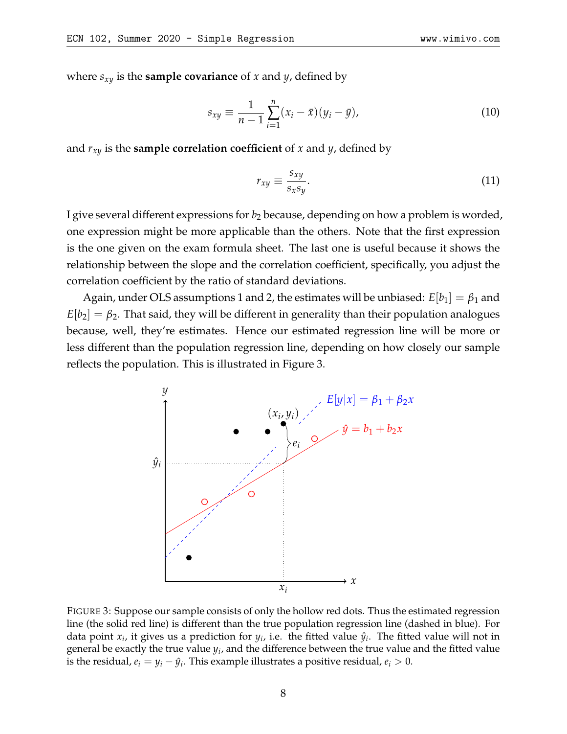where $s_{xy}$ is the **sample covariance** of $x$ and $y$, defined by

$$s_{xy} \equiv \frac{1}{n-1} \sum_{i=1}^{n} (x_i - \bar{x})(y_i - \bar{y}), \tag{10}$$

and $r_{xy}$ is the **sample correlation coefficient** of $x$ and $y$, defined by

$$r_{xy} \equiv \frac{s_{xy}}{s_x s_y}. \tag{11}$$

I give several different expressions for $b_2$ because, depending on how a problem is worded, one expression might be more applicable than the others. Note that the first expression is the one given on the exam formula sheet. The last one is useful because it shows the relationship between the slope and the correlation coefficient, specifically, you adjust the correlation coefficient by the ratio of standard deviations.

Again, under OLS assumptions 1 and 2, the estimates will be unbiased: $E[b_1] = \beta_1$ and $E[b_2] = \beta_2$. That said, they will be different in generality than their population analogues because, well, they're estimates. Hence our estimated regression line will be more or less different than the population regression line, depending on how closely our sample reflects the population. This is illustrated in Figure 3.

FIGURE 3: Suppose our sample consists of only the hollow red dots. Thus the estimated regression line (the solid red line) is different than the true population regression line (dashed in blue). For data point $x_i$, it gives us a prediction for $y_i$, i.e. the fitted value $\hat{y}_i$. The fitted value will not in general be exactly the true value $y_i$, and the difference between the true value and the fitted value is the residual, $e_i = y_i - \hat{y}_i$. This example illustrates a positive residual, $e_i > 0$.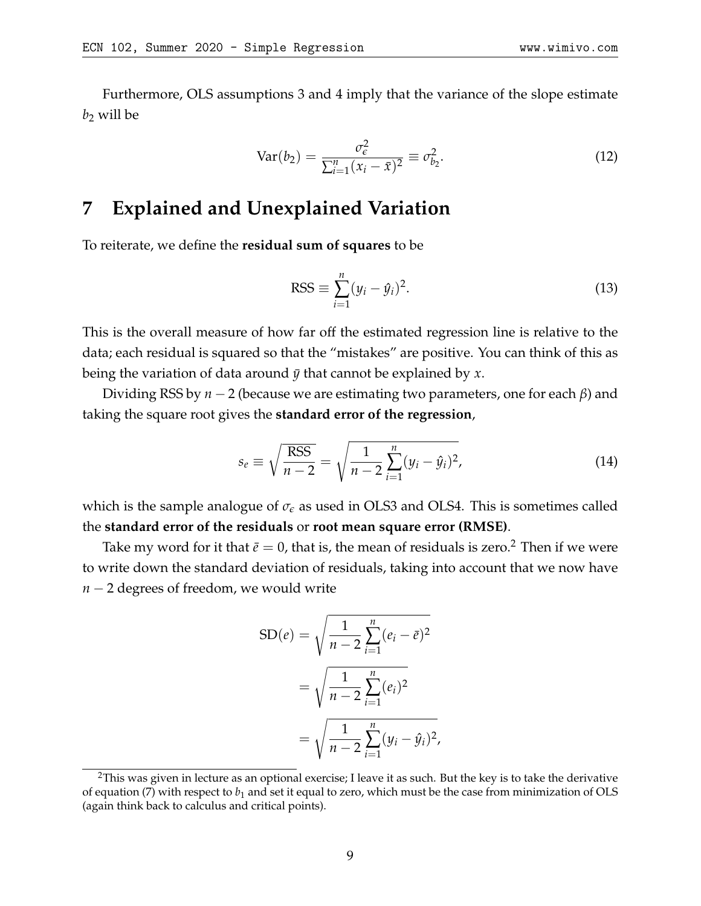Furthermore, OLS assumptions 3 and 4 imply that the variance of the slope estimate $b_2$ will be

$$\text{Var}(b_2) = \frac{\sigma_\epsilon^2}{\sum_{i=1}^n (x_i - \bar{x})^2} \equiv \sigma_{b_2}^2. \tag{12}$$

# 7 Explained and Unexplained Variation

To reiterate, we define the **residual sum of squares** to be

$$\text{RSS} \equiv \sum_{i=1}^n (y_i - \hat{y}_i)^2. \tag{13}$$

This is the overall measure of how far off the estimated regression line is relative to the data; each residual is squared so that the "mistakes" are positive. You can think of this as being the variation of data around $\bar{y}$ that cannot be explained by $x$.

Dividing RSS by $n-2$ (because we are estimating two parameters, one for each $\beta$) and taking the square root gives the **standard error of the regression**,

$$s_e \equiv \sqrt{\frac{\text{RSS}}{n-2}} = \sqrt{\frac{1}{n-2}\sum_{i=1}^n (y_i - \hat{y}_i)^2}, \tag{14}$$

which is the sample analogue of $\sigma_\epsilon$ as used in OLS3 and OLS4. This is sometimes called the **standard error of the residuals** or **root mean square error (RMSE)**.

Take my word for it that $\bar{e} = 0$, that is, the mean of residuals is zero.[2] Then if we were to write down the standard deviation of residuals, taking into account that we now have $n-2$ degrees of freedom, we would write

$$\begin{aligned}
\text{SD}(e) &= \sqrt{\frac{1}{n-2}\sum_{i=1}^n (e_i - \bar{e})^2} \\
&= \sqrt{\frac{1}{n-2}\sum_{i=1}^n (e_i)^2} \\
&= \sqrt{\frac{1}{n-2}\sum_{i=1}^n (y_i - \hat{y}_i)^2},
\end{aligned}$$

[2] This was given in lecture as an optional exercise; I leave it as such. But the key is to take the derivative of equation (7) with respect to $b_1$ and set it equal to zero, which must be the case from minimization of OLS (again think back to calculus and critical points).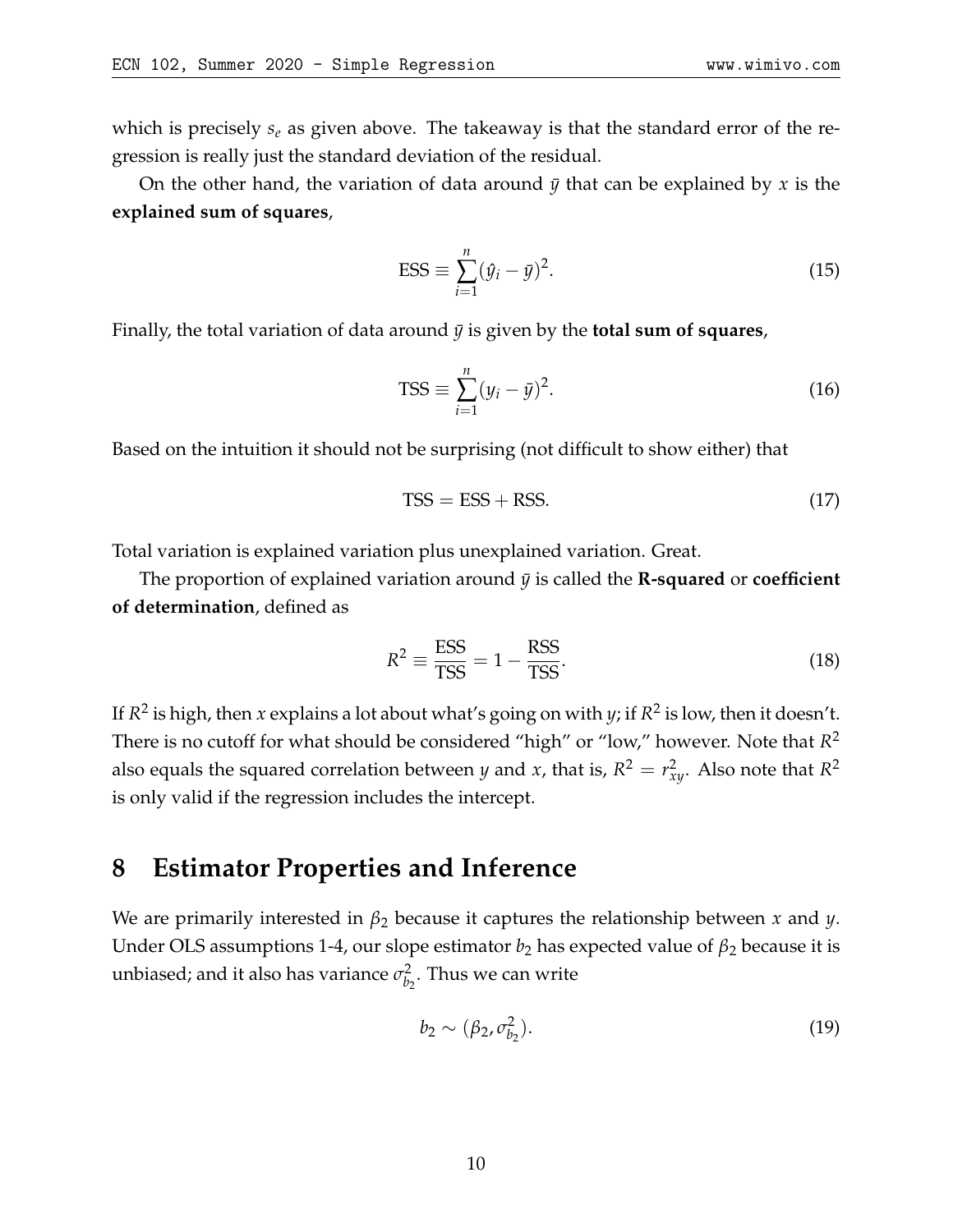which is precisely $s_e$ as given above. The takeaway is that the standard error of the regression is really just the standard deviation of the residual.

On the other hand, the variation of data around $\bar{y}$ that can be explained by $x$ is the **explained sum of squares**,

$$\text{ESS} \equiv \sum_{i=1}^{n} (\hat{y}_i - \bar{y})^2. \tag{15}$$

Finally, the total variation of data around $\bar{y}$ is given by the **total sum of squares**,

$$\text{TSS} \equiv \sum_{i=1}^{n} (y_i - \bar{y})^2. \tag{16}$$

Based on the intuition it should not be surprising (not difficult to show either) that

$$\text{TSS} = \text{ESS} + \text{RSS}. \tag{17}$$

Total variation is explained variation plus unexplained variation. Great.

The proportion of explained variation around $\bar{y}$ is called the **R-squared** or **coefficient of determination**, defined as

$$R^2 \equiv \frac{\text{ESS}}{\text{TSS}} = 1 - \frac{\text{RSS}}{\text{TSS}}. \tag{18}$$

If $R^2$ is high, then $x$ explains a lot about what's going on with $y$; if $R^2$ is low, then it doesn't. There is no cutoff for what should be considered "high" or "low," however. Note that $R^2$ also equals the squared correlation between $y$ and $x$, that is, $R^2 = r_{xy}^2$. Also note that $R^2$ is only valid if the regression includes the intercept.

## 8 Estimator Properties and Inference

We are primarily interested in $\beta_2$ because it captures the relationship between $x$ and $y$. Under OLS assumptions 1-4, our slope estimator $b_2$ has expected value of $\beta_2$ because it is unbiased; and it also has variance $\sigma_{b_2}^2$. Thus we can write

$$b_2 \sim (\beta_2, \sigma_{b_2}^2). \tag{19}$$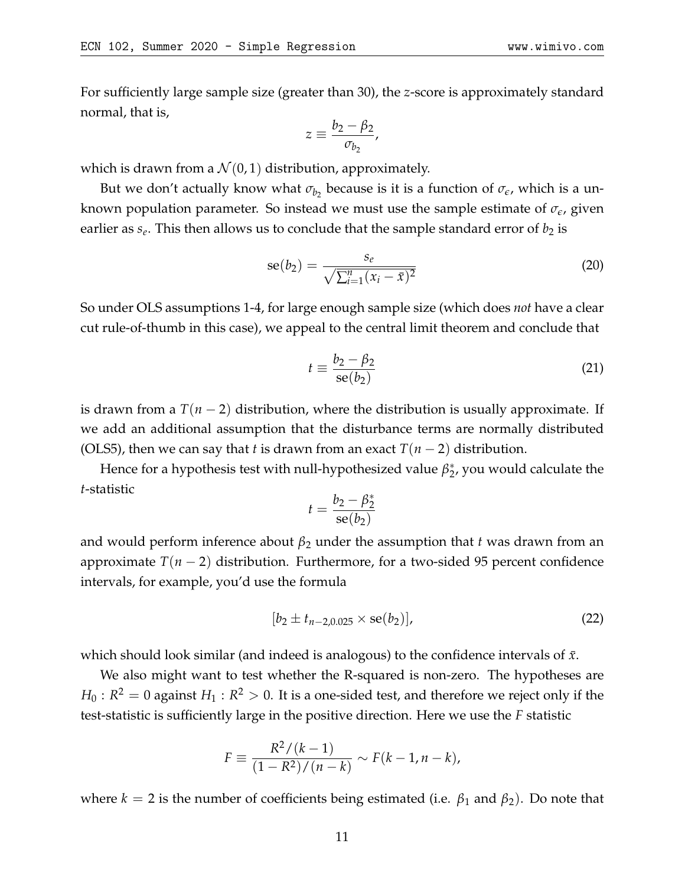For sufficiently large sample size (greater than 30), the $z$-score is approximately standard normal, that is,

$$z \equiv \frac{b_2 - \beta_2}{\sigma_{b_2}},$$

which is drawn from a $\mathcal{N}(0, 1)$ distribution, approximately.

But we don't actually know what $\sigma_{b_2}$ because is it is a function of $\sigma_\epsilon$, which is a unknown population parameter. So instead we must use the sample estimate of $\sigma_\epsilon$, given earlier as $s_e$. This then allows us to conclude that the sample standard error of $b_2$ is

$$\text{se}(b_2) = \frac{s_e}{\sqrt{\sum_{i=1}^{n}(x_i - \bar{x})^2}} \tag{20}$$

So under OLS assumptions 1-4, for large enough sample size (which does *not* have a clear cut rule-of-thumb in this case), we appeal to the central limit theorem and conclude that

$$t \equiv \frac{b_2 - \beta_2}{\text{se}(b_2)} \tag{21}$$

is drawn from a $T(n-2)$ distribution, where the distribution is usually approximate. If we add an additional assumption that the disturbance terms are normally distributed (OLS5), then we can say that $t$ is drawn from an exact $T(n-2)$ distribution.

Hence for a hypothesis test with null-hypothesized value $\beta_2^*$, you would calculate the $t$-statistic

$$t = \frac{b_2 - \beta_2^*}{\text{se}(b_2)}$$

and would perform inference about $\beta_2$ under the assumption that $t$ was drawn from an approximate $T(n-2)$ distribution. Furthermore, for a two-sided 95 percent confidence intervals, for example, you'd use the formula

$$[b_2 \pm t_{n-2,0.025} \times \text{se}(b_2)], \tag{22}$$

which should look similar (and indeed is analogous) to the confidence intervals of $\bar{x}$.

We also might want to test whether the R-squared is non-zero. The hypotheses are $H_0 : R^2 = 0$ against $H_1 : R^2 > 0$. It is a one-sided test, and therefore we reject only if the test-statistic is sufficiently large in the positive direction. Here we use the $F$ statistic

$$F \equiv \frac{R^2/(k-1)}{(1-R^2)/(n-k)} \sim F(k-1, n-k),$$

where $k = 2$ is the number of coefficients being estimated (i.e. $\beta_1$ and $\beta_2$). Do note that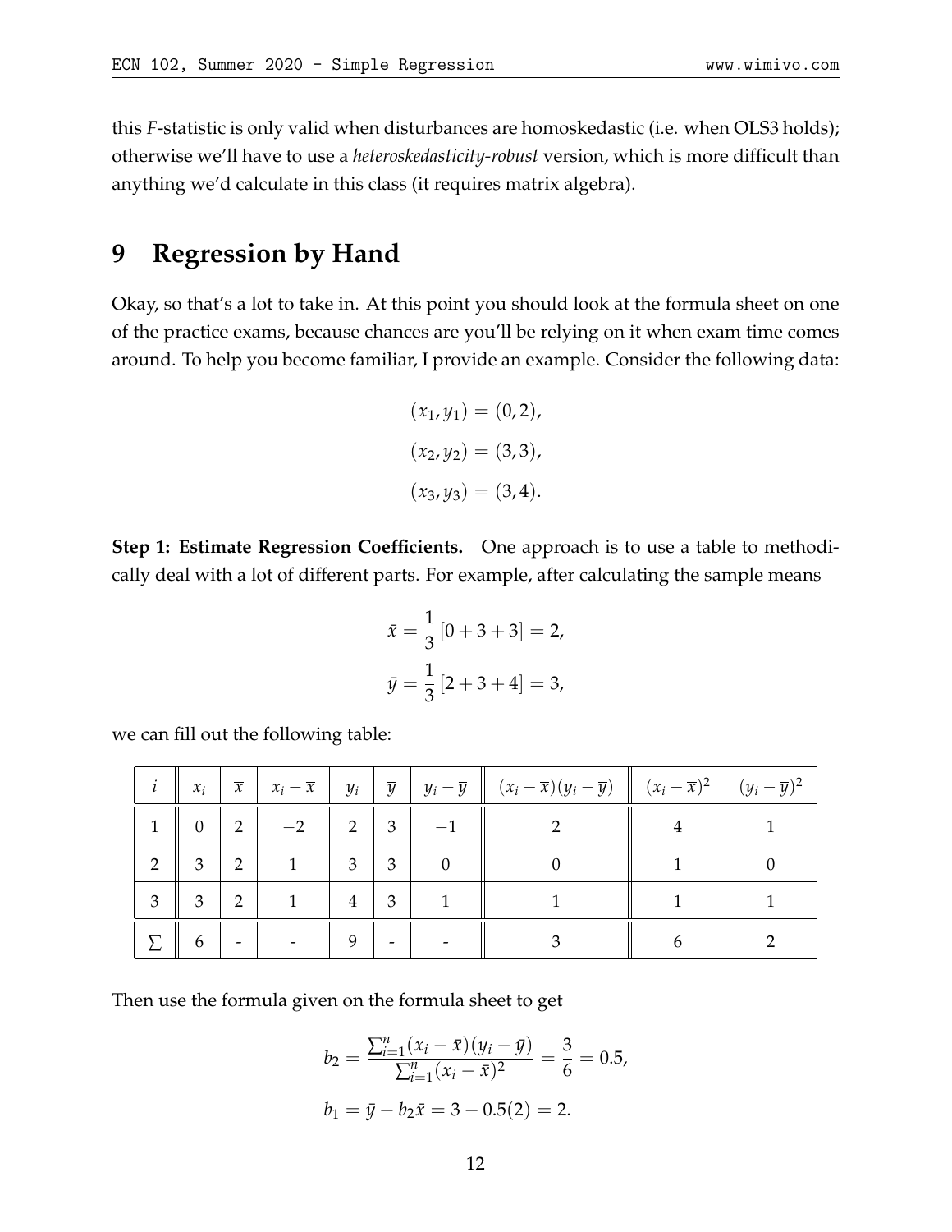this $F$-statistic is only valid when disturbances are homoskedastic (i.e. when OLS3 holds); otherwise we'll have to use a *heteroskedasticity-robust* version, which is more difficult than anything we'd calculate in this class (it requires matrix algebra).

# 9 Regression by Hand

Okay, so that's a lot to take in. At this point you should look at the formula sheet on one of the practice exams, because chances are you'll be relying on it when exam time comes around. To help you become familiar, I provide an example. Consider the following data:

$$(x_1, y_1) = (0, 2),$$
$$(x_2, y_2) = (3, 3),$$
$$(x_3, y_3) = (3, 4).$$

**Step 1: Estimate Regression Coefficients.** One approach is to use a table to methodically deal with a lot of different parts. For example, after calculating the sample means

$$\bar{x} = \frac{1}{3}[0 + 3 + 3] = 2,$$
$$\bar{y} = \frac{1}{3}[2 + 3 + 4] = 3,$$

we can fill out the following table:

| $i$ | $x_i$ | $\overline{x}$ | $x_i - \overline{x}$ | $y_i$ | $\overline{y}$ | $y_i - \overline{y}$ | $(x_i - \overline{x})(y_i - \overline{y})$ | $(x_i - \overline{x})^2$ | $(y_i - \overline{y})^2$ |
|---|---|---|---|---|---|---|---|---|---|
| 1 | 0 | 2 | $-2$ | 2 | 3 | $-1$ | 2 | 4 | 1 |
| 2 | 3 | 2 | 1 | 3 | 3 | 0 | 0 | 1 | 0 |
| 3 | 3 | 2 | 1 | 4 | 3 | 1 | 1 | 1 | 1 |
| $\sum$ | 6 | - | - | 9 | - | - | 3 | 6 | 2 |

Then use the formula given on the formula sheet to get

$$b_2 = \frac{\sum_{i=1}^{n}(x_i - \bar{x})(y_i - \bar{y})}{\sum_{i=1}^{n}(x_i - \bar{x})^2} = \frac{3}{6} = 0.5,$$
$$b_1 = \bar{y} - b_2\bar{x} = 3 - 0.5(2) = 2.$$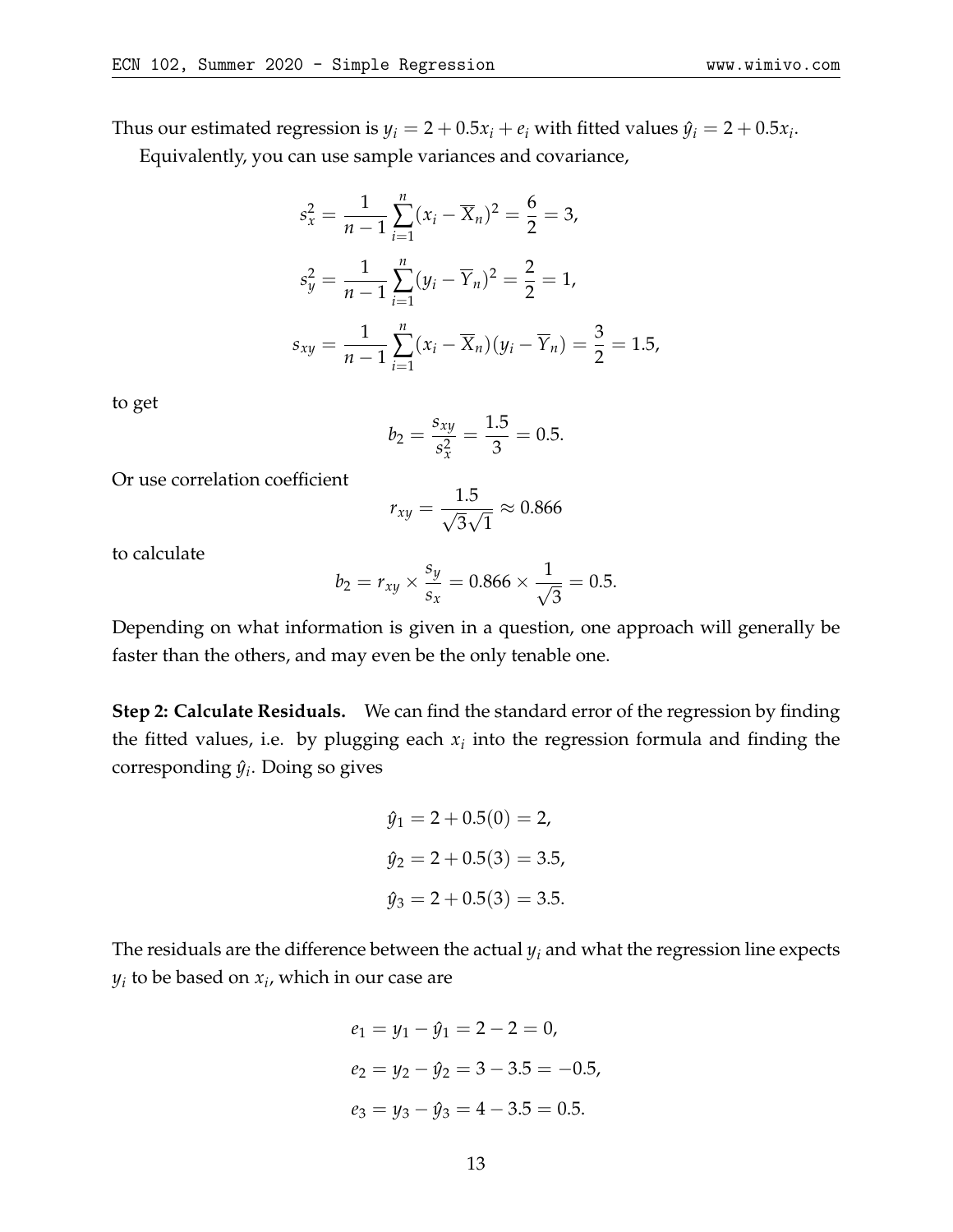Thus our estimated regression is $y_i = 2 + 0.5x_i + e_i$ with fitted values $\hat{y}_i = 2 + 0.5x_i$.

Equivalently, you can use sample variances and covariance,

$$s_x^2 = \frac{1}{n-1}\sum_{i=1}^{n}(x_i - \overline{X}_n)^2 = \frac{6}{2} = 3,$$

$$s_y^2 = \frac{1}{n-1}\sum_{i=1}^{n}(y_i - \overline{Y}_n)^2 = \frac{2}{2} = 1,$$

$$s_{xy} = \frac{1}{n-1}\sum_{i=1}^{n}(x_i - \overline{X}_n)(y_i - \overline{Y}_n) = \frac{3}{2} = 1.5,$$

to get

$$b_2 = \frac{s_{xy}}{s_x^2} = \frac{1.5}{3} = 0.5.$$

Or use correlation coefficient

$$r_{xy} = \frac{1.5}{\sqrt{3}\sqrt{1}} \approx 0.866$$

to calculate

$$b_2 = r_{xy} \times \frac{s_y}{s_x} = 0.866 \times \frac{1}{\sqrt{3}} = 0.5.$$

Depending on what information is given in a question, one approach will generally be faster than the others, and may even be the only tenable one.

**Step 2: Calculate Residuals.** We can find the standard error of the regression by finding the fitted values, i.e. by plugging each $x_i$ into the regression formula and finding the corresponding $\hat{y}_i$. Doing so gives

$$\hat{y}_1 = 2 + 0.5(0) = 2,$$

$$\hat{y}_2 = 2 + 0.5(3) = 3.5,$$

$$\hat{y}_3 = 2 + 0.5(3) = 3.5.$$

The residuals are the difference between the actual $y_i$ and what the regression line expects $y_i$ to be based on $x_i$, which in our case are

$$e_1 = y_1 - \hat{y}_1 = 2 - 2 = 0,$$

$$e_2 = y_2 - \hat{y}_2 = 3 - 3.5 = -0.5,$$

$$e_3 = y_3 - \hat{y}_3 = 4 - 3.5 = 0.5.$$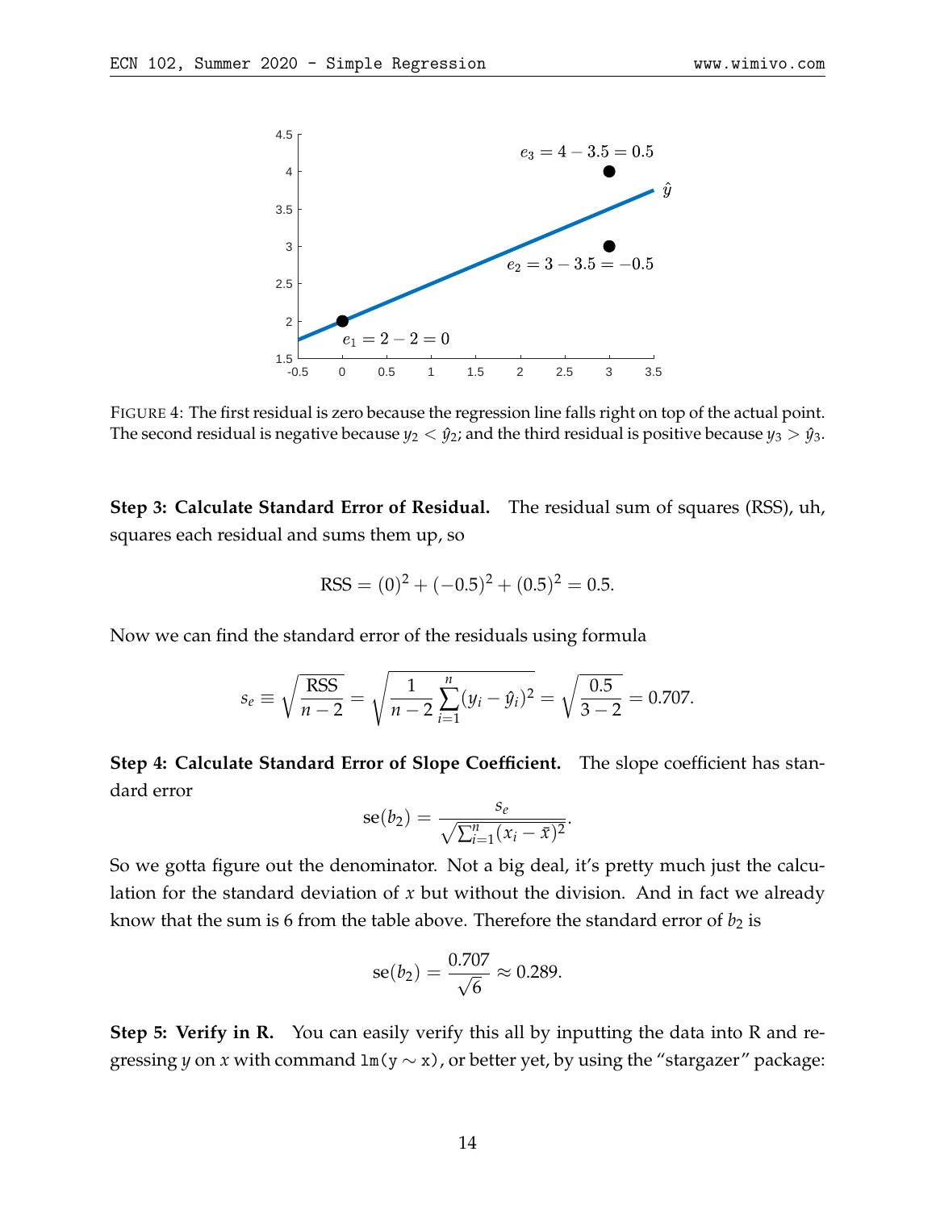FIGURE 4: The first residual is zero because the regression line falls right on top of the actual point. The second residual is negative because $y_2 < \hat{y}_2$; and the third residual is positive because $y_3 > \hat{y}_3$.

**Step 3: Calculate Standard Error of Residual.** The residual sum of squares (RSS), uh, squares each residual and sums them up, so

$$\text{RSS} = (0)^2 + (-0.5)^2 + (0.5)^2 = 0.5.$$

Now we can find the standard error of the residuals using formula

$$s_e \equiv \sqrt{\frac{\text{RSS}}{n-2}} = \sqrt{\frac{1}{n-2}\sum_{i=1}^{n}(y_i - \hat{y}_i)^2} = \sqrt{\frac{0.5}{3-2}} = 0.707.$$

**Step 4: Calculate Standard Error of Slope Coefficient.** The slope coefficient has standard error

$$\text{se}(b_2) = \frac{s_e}{\sqrt{\sum_{i=1}^{n}(x_i - \bar{x})^2}}.$$

So we gotta figure out the denominator. Not a big deal, it's pretty much just the calculation for the standard deviation of $x$ but without the division. And in fact we already know that the sum is 6 from the table above. Therefore the standard error of $b_2$ is

$$\text{se}(b_2) = \frac{0.707}{\sqrt{6}} \approx 0.289.$$

**Step 5: Verify in R.** You can easily verify this all by inputting the data into R and regressing $y$ on $x$ with command `lm(y ~ x)`, or better yet, by using the "stargazer" package: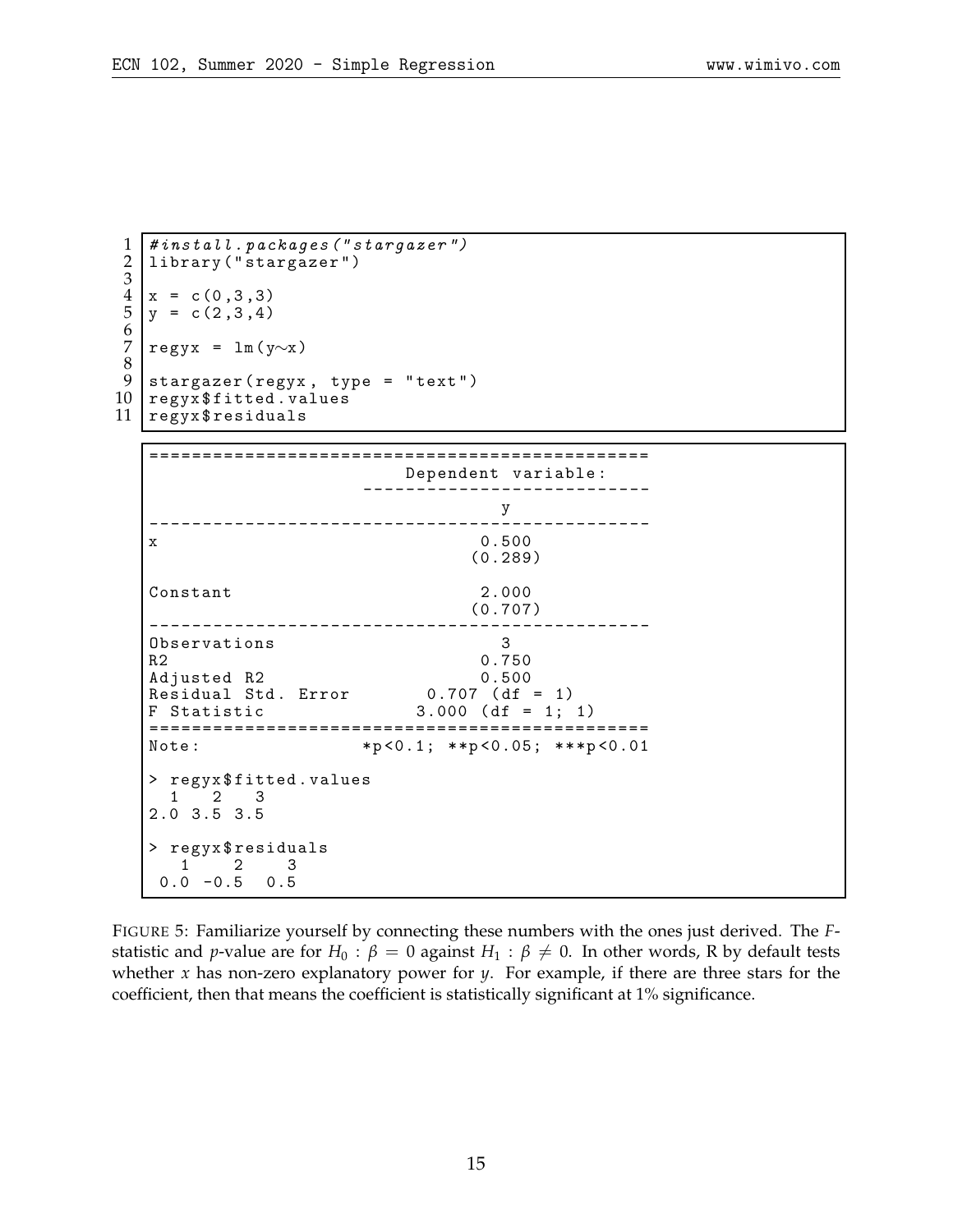```r
#install.packages("stargazer")
library("stargazer")

x = c(0,3,3)
y = c(2,3,4)

regyx = lm(y~x)

stargazer(regyx, type = "text")
regyx$fitted.values
regyx$residuals
```

```
================================================
                        Dependent variable:
                    ----------------------------
                                 y
------------------------------------------------
x                              0.500
                              (0.289)

Constant                       2.000
                              (0.707)

------------------------------------------------
Observations                     3
R2                             0.750
Adjusted R2                    0.500
Residual Std. Error        0.707 (df = 1)
F Statistic               3.000 (df = 1; 1)
================================================
Note:                *p<0.1; **p<0.05; ***p<0.01

> regyx$fitted.values
  1   2   3
2.0 3.5 3.5

> regyx$residuals
   1    2    3
 0.0 -0.5  0.5
```

FIGURE 5: Familiarize yourself by connecting these numbers with the ones just derived. The $F$-statistic and $p$-value are for $H_0 : \beta = 0$ against $H_1 : \beta \neq 0$. In other words, R by default tests whether $x$ has non-zero explanatory power for $y$. For example, if there are three stars for the coefficient, then that means the coefficient is statistically significant at 1% significance.